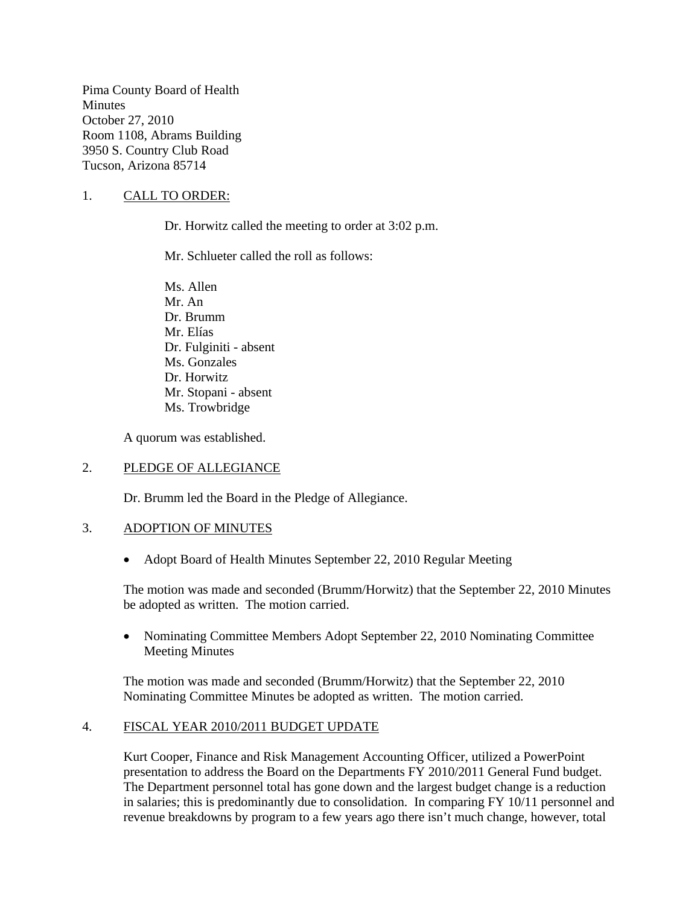Pima County Board of Health
Minutes
October 27, 2010
Room 1108, Abrams Building
3950 S. Country Club Road
Tucson, Arizona 85714

1. CALL TO ORDER:

Dr. Horwitz called the meeting to order at 3:02 p.m.

Mr. Schlueter called the roll as follows:

Ms. Allen
Mr. An
Dr. Brumm
Mr. Elías
Dr. Fulginiti - absent
Ms. Gonzales
Dr. Horwitz
Mr. Stopani - absent
Ms. Trowbridge

A quorum was established.

2. PLEDGE OF ALLEGIANCE

Dr. Brumm led the Board in the Pledge of Allegiance.

3. ADOPTION OF MINUTES

- Adopt Board of Health Minutes September 22, 2010 Regular Meeting

The motion was made and seconded (Brumm/Horwitz) that the September 22, 2010 Minutes be adopted as written. The motion carried.

- Nominating Committee Members Adopt September 22, 2010 Nominating Committee Meeting Minutes

The motion was made and seconded (Brumm/Horwitz) that the September 22, 2010 Nominating Committee Minutes be adopted as written. The motion carried.

4. FISCAL YEAR 2010/2011 BUDGET UPDATE

Kurt Cooper, Finance and Risk Management Accounting Officer, utilized a PowerPoint presentation to address the Board on the Departments FY 2010/2011 General Fund budget. The Department personnel total has gone down and the largest budget change is a reduction in salaries; this is predominantly due to consolidation. In comparing FY 10/11 personnel and revenue breakdowns by program to a few years ago there isn't much change, however, total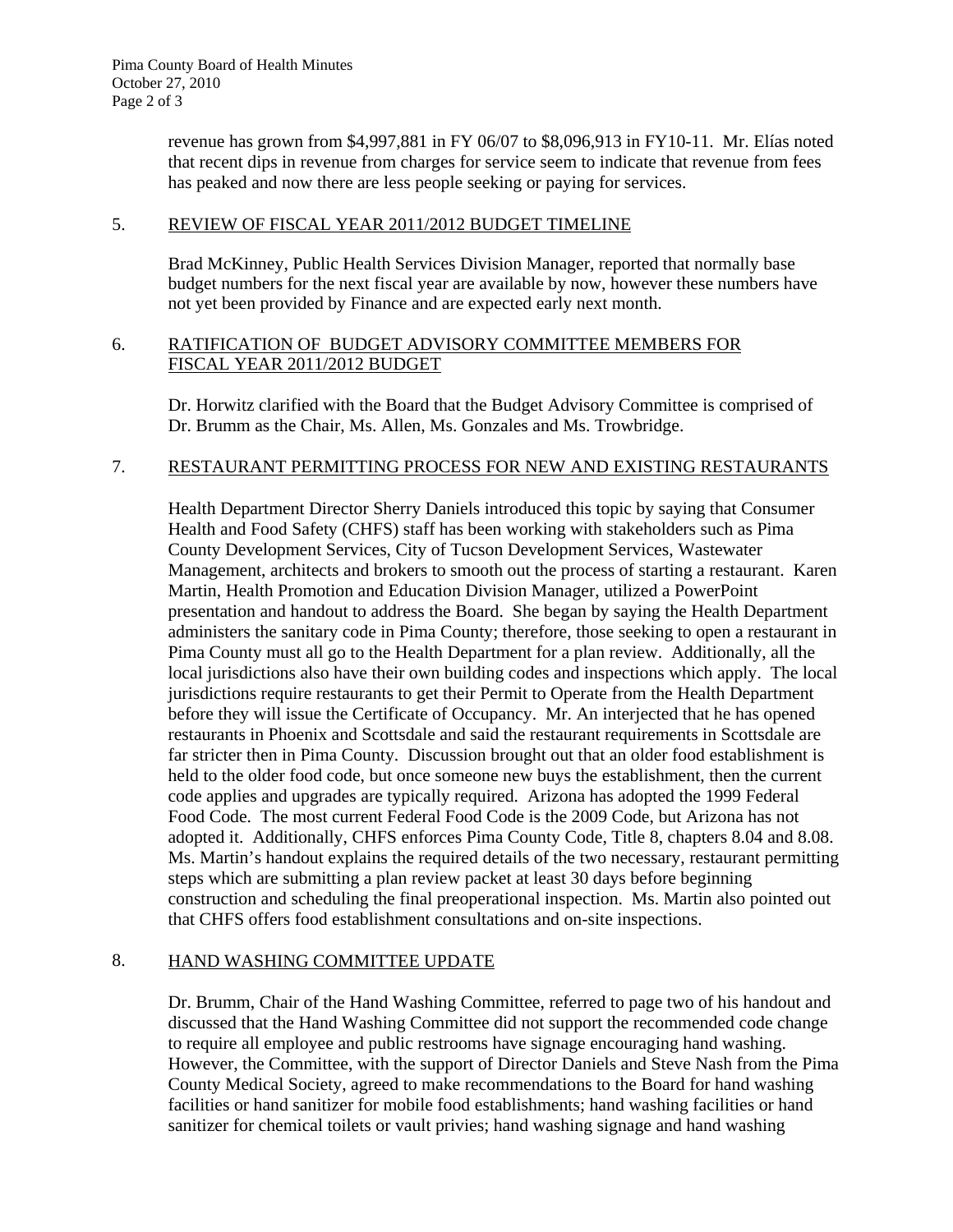revenue has grown from $4,997,881 in FY 06/07 to $8,096,913 in FY10-11. Mr. Elías noted that recent dips in revenue from charges for service seem to indicate that revenue from fees has peaked and now there are less people seeking or paying for services.

5. REVIEW OF FISCAL YEAR 2011/2012 BUDGET TIMELINE

Brad McKinney, Public Health Services Division Manager, reported that normally base budget numbers for the next fiscal year are available by now, however these numbers have not yet been provided by Finance and are expected early next month.

6. RATIFICATION OF BUDGET ADVISORY COMMITTEE MEMBERS FOR FISCAL YEAR 2011/2012 BUDGET

Dr. Horwitz clarified with the Board that the Budget Advisory Committee is comprised of Dr. Brumm as the Chair, Ms. Allen, Ms. Gonzales and Ms. Trowbridge.

7. RESTAURANT PERMITTING PROCESS FOR NEW AND EXISTING RESTAURANTS

Health Department Director Sherry Daniels introduced this topic by saying that Consumer Health and Food Safety (CHFS) staff has been working with stakeholders such as Pima County Development Services, City of Tucson Development Services, Wastewater Management, architects and brokers to smooth out the process of starting a restaurant. Karen Martin, Health Promotion and Education Division Manager, utilized a PowerPoint presentation and handout to address the Board. She began by saying the Health Department administers the sanitary code in Pima County; therefore, those seeking to open a restaurant in Pima County must all go to the Health Department for a plan review. Additionally, all the local jurisdictions also have their own building codes and inspections which apply. The local jurisdictions require restaurants to get their Permit to Operate from the Health Department before they will issue the Certificate of Occupancy. Mr. An interjected that he has opened restaurants in Phoenix and Scottsdale and said the restaurant requirements in Scottsdale are far stricter then in Pima County. Discussion brought out that an older food establishment is held to the older food code, but once someone new buys the establishment, then the current code applies and upgrades are typically required. Arizona has adopted the 1999 Federal Food Code. The most current Federal Food Code is the 2009 Code, but Arizona has not adopted it. Additionally, CHFS enforces Pima County Code, Title 8, chapters 8.04 and 8.08. Ms. Martin's handout explains the required details of the two necessary, restaurant permitting steps which are submitting a plan review packet at least 30 days before beginning construction and scheduling the final preoperational inspection. Ms. Martin also pointed out that CHFS offers food establishment consultations and on-site inspections.

8. HAND WASHING COMMITTEE UPDATE

Dr. Brumm, Chair of the Hand Washing Committee, referred to page two of his handout and discussed that the Hand Washing Committee did not support the recommended code change to require all employee and public restrooms have signage encouraging hand washing. However, the Committee, with the support of Director Daniels and Steve Nash from the Pima County Medical Society, agreed to make recommendations to the Board for hand washing facilities or hand sanitizer for mobile food establishments; hand washing facilities or hand sanitizer for chemical toilets or vault privies; hand washing signage and hand washing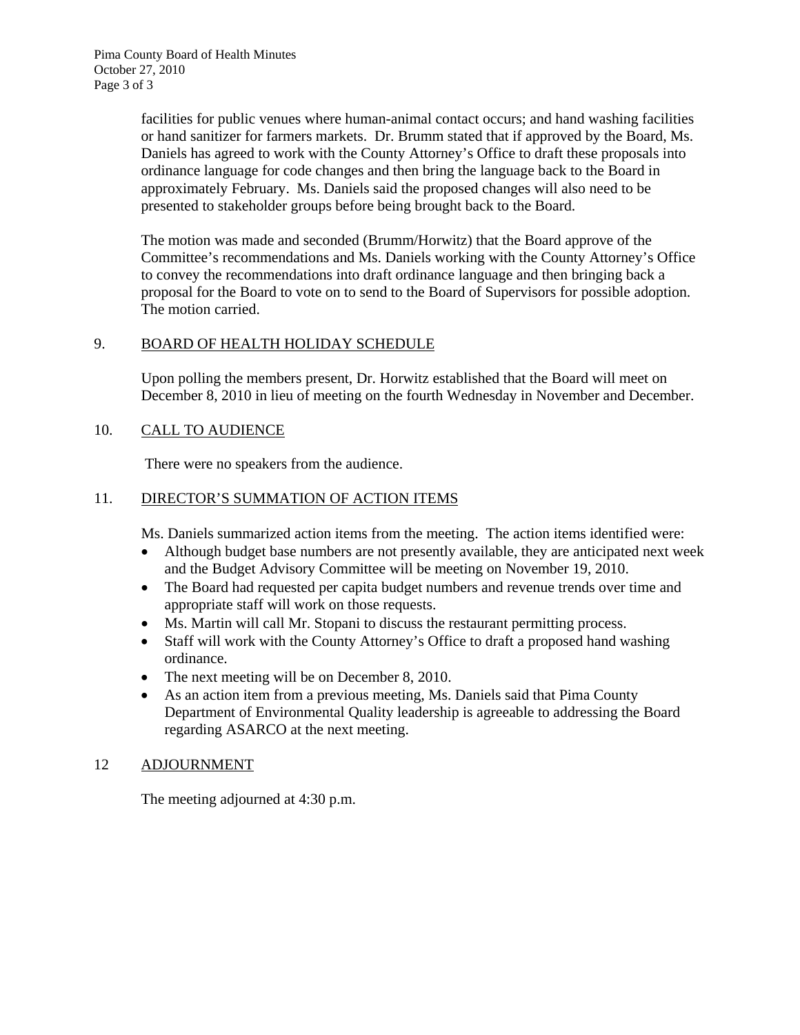facilities for public venues where human-animal contact occurs; and hand washing facilities or hand sanitizer for farmers markets. Dr. Brumm stated that if approved by the Board, Ms. Daniels has agreed to work with the County Attorney's Office to draft these proposals into ordinance language for code changes and then bring the language back to the Board in approximately February. Ms. Daniels said the proposed changes will also need to be presented to stakeholder groups before being brought back to the Board.

The motion was made and seconded (Brumm/Horwitz) that the Board approve of the Committee's recommendations and Ms. Daniels working with the County Attorney's Office to convey the recommendations into draft ordinance language and then bringing back a proposal for the Board to vote on to send to the Board of Supervisors for possible adoption. The motion carried.

9. BOARD OF HEALTH HOLIDAY SCHEDULE

Upon polling the members present, Dr. Horwitz established that the Board will meet on December 8, 2010 in lieu of meeting on the fourth Wednesday in November and December.

10. CALL TO AUDIENCE

There were no speakers from the audience.

11. DIRECTOR'S SUMMATION OF ACTION ITEMS

Ms. Daniels summarized action items from the meeting. The action items identified were:

- Although budget base numbers are not presently available, they are anticipated next week and the Budget Advisory Committee will be meeting on November 19, 2010.
- The Board had requested per capita budget numbers and revenue trends over time and appropriate staff will work on those requests.
- Ms. Martin will call Mr. Stopani to discuss the restaurant permitting process.
- Staff will work with the County Attorney's Office to draft a proposed hand washing ordinance.
- The next meeting will be on December 8, 2010.
- As an action item from a previous meeting, Ms. Daniels said that Pima County Department of Environmental Quality leadership is agreeable to addressing the Board regarding ASARCO at the next meeting.

12 ADJOURNMENT

The meeting adjourned at 4:30 p.m.